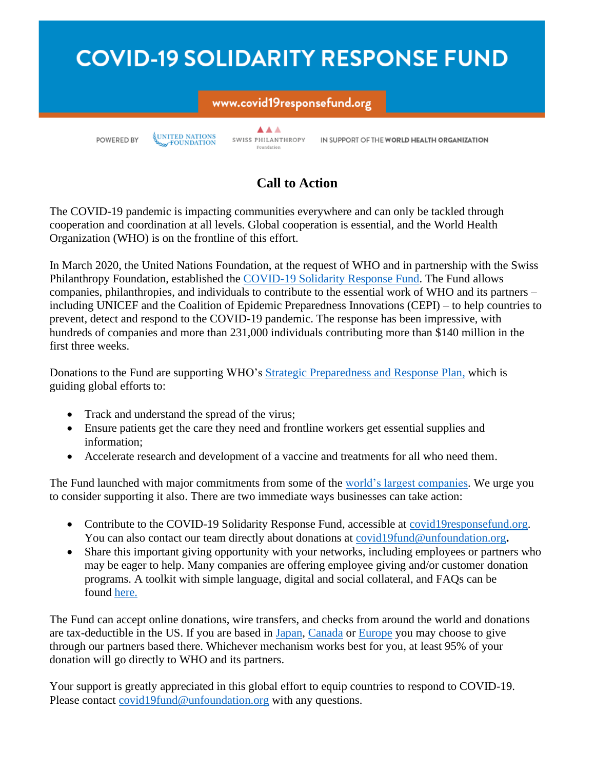# COVID-19 SOLIDARITY RESPONSE FUND

www.covid19responsefund.org

POWERED BY UNITED NATIONS FOUNDATION SWISS PHILANTHROPY Foundation IN SUPPORT OF THE **WORLD HEALTH ORGANIZATION**

## Call to Action

The COVID-19 pandemic is impacting communities everywhere and can only be tackled through cooperation and coordination at all levels. Global cooperation is essential, and the World Health Organization (WHO) is on the frontline of this effort.

In March 2020, the United Nations Foundation, at the request of WHO and in partnership with the Swiss Philanthropy Foundation, established the COVID-19 Solidarity Response Fund. The Fund allows companies, philanthropies, and individuals to contribute to the essential work of WHO and its partners – including UNICEF and the Coalition of Epidemic Preparedness Innovations (CEPI) – to help countries to prevent, detect and respond to the COVID-19 pandemic. The response has been impressive, with hundreds of companies and more than 231,000 individuals contributing more than $140 million in the first three weeks.

Donations to the Fund are supporting WHO's Strategic Preparedness and Response Plan, which is guiding global efforts to:

- Track and understand the spread of the virus;
- Ensure patients get the care they need and frontline workers get essential supplies and information;
- Accelerate research and development of a vaccine and treatments for all who need them.

The Fund launched with major commitments from some of the world's largest companies. We urge you to consider supporting it also. There are two immediate ways businesses can take action:

- Contribute to the COVID-19 Solidarity Response Fund, accessible at covid19responsefund.org. You can also contact our team directly about donations at covid19fund@unfoundation.org**.**
- Share this important giving opportunity with your networks, including employees or partners who may be eager to help. Many companies are offering employee giving and/or customer donation programs. A toolkit with simple language, digital and social collateral, and FAQs can be found here.

The Fund can accept online donations, wire transfers, and checks from around the world and donations are tax-deductible in the US. If you are based in Japan, Canada or Europe you may choose to give through our partners based there. Whichever mechanism works best for you, at least 95% of your donation will go directly to WHO and its partners.

Your support is greatly appreciated in this global effort to equip countries to respond to COVID-19. Please contact covid19fund@unfoundation.org with any questions.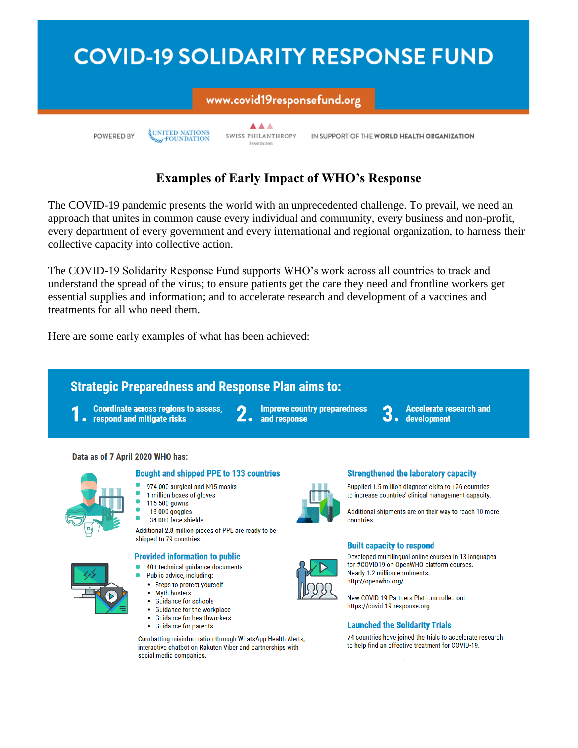# COVID-19 SOLIDARITY RESPONSE FUND

www.covid19responsefund.org

POWERED BY UNITED NATIONS FOUNDATION SWISS PHILANTHROPY Foundation IN SUPPORT OF THE **WORLD HEALTH ORGANIZATION**

## Examples of Early Impact of WHO's Response

The COVID-19 pandemic presents the world with an unprecedented challenge. To prevail, we need an approach that unites in common cause every individual and community, every business and non-profit, every department of every government and every international and regional organization, to harness their collective capacity into collective action.

The COVID-19 Solidarity Response Fund supports WHO's work across all countries to track and understand the spread of the virus; to ensure patients get the care they need and frontline workers get essential supplies and information; and to accelerate research and development of a vaccines and treatments for all who need them.

Here are some early examples of what has been achieved:

### Strategic Preparedness and Response Plan aims to:

1. Coordinate across regions to assess, respond and mitigate risks
2. Improve country preparedness and response
3. Accelerate research and development

**Data as of 7 April 2020 WHO has:**

#### Bought and shipped PPE to 133 countries

- 974 000 surgical and N95 masks
- 1 million boxes of gloves
- 115 500 gowns
- 18 000 goggles
- 34 000 face shields

Additional 2.8 million pieces of PPE are ready to be shipped to 79 countries.

#### Provided information to public

- 40+ technical guidance documents
- Public advice, including:
  - Steps to protect yourself
  - Myth busters
  - Guidance for schools
  - Guidance for the workplace
  - Guidance for healthworkers
  - Guidance for parents

Combatting misinformation through WhatsApp Health Alerts, interactive chatbot on Rakuten Viber and partnerships with social media companies.

#### Strengthened the laboratory capacity

Supplied 1.5 million diagnostic kits to 126 countries to increase countries' clinical management capacity.

Additional shipments are on their way to reach 10 more countries.

#### Built capacity to respond

Developed multilingual online courses in 13 languages for #COVID19 on OpenWHO platform courses. Nearly 1.2 million enrolments. http://openwho.org/

New COVID-19 Partners Platform rolled out https://covid-19-response.org

#### Launched the Solidarity Trials

74 countries have joined the trials to accelerate research to help find an effective treatment for COVID-19.